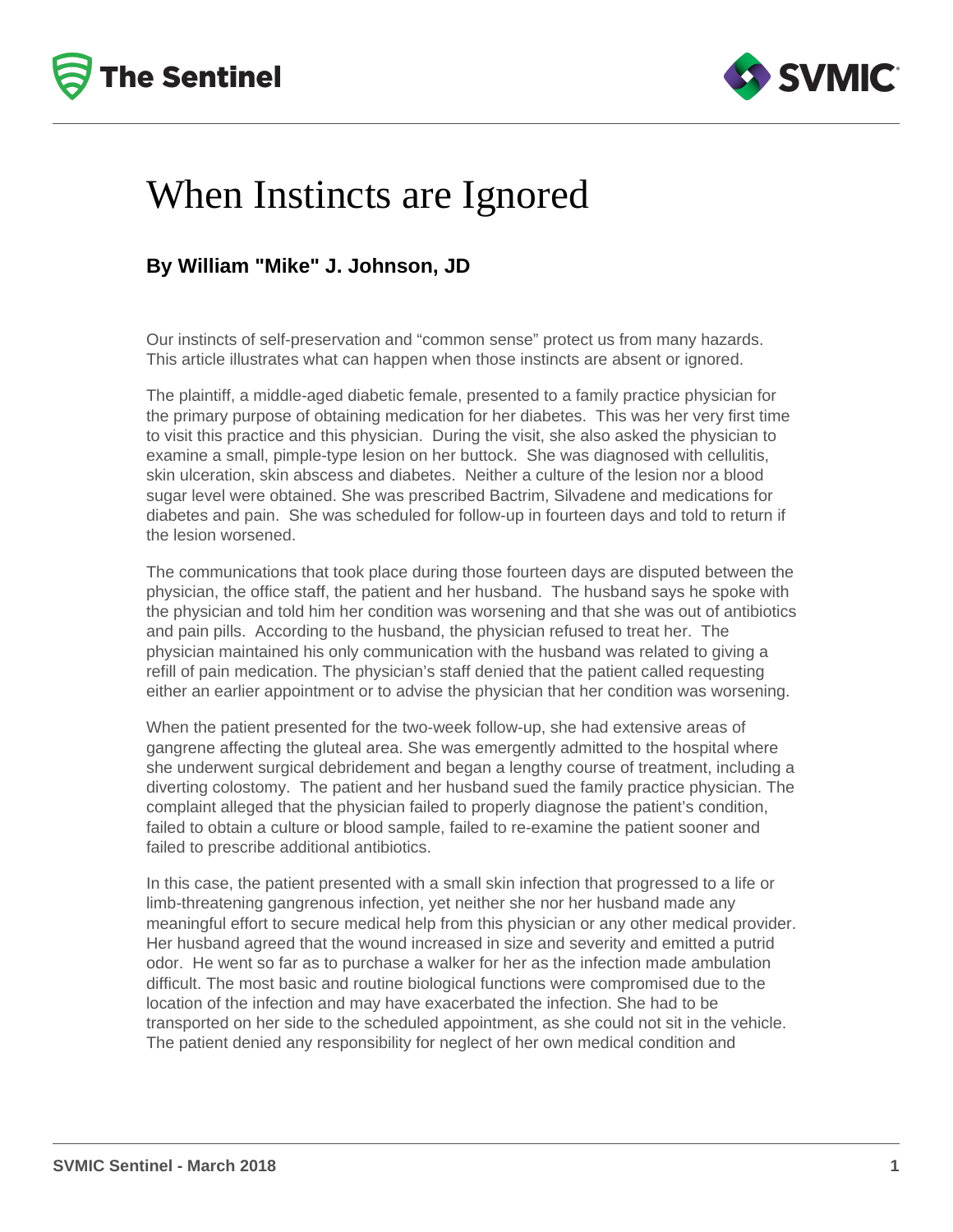# When Instincts are Ignored

**By William "Mike" J. Johnson, JD**

Our instincts of self-preservation and "common sense" protect us from many hazards. This article illustrates what can happen when those instincts are absent or ignored.

The plaintiff, a middle-aged diabetic female, presented to a family practice physician for the primary purpose of obtaining medication for her diabetes. This was her very first time to visit this practice and this physician. During the visit, she also asked the physician to examine a small, pimple-type lesion on her buttock. She was diagnosed with cellulitis, skin ulceration, skin abscess and diabetes. Neither a culture of the lesion nor a blood sugar level were obtained. She was prescribed Bactrim, Silvadene and medications for diabetes and pain. She was scheduled for follow-up in fourteen days and told to return if the lesion worsened.

The communications that took place during those fourteen days are disputed between the physician, the office staff, the patient and her husband. The husband says he spoke with the physician and told him her condition was worsening and that she was out of antibiotics and pain pills. According to the husband, the physician refused to treat her. The physician maintained his only communication with the husband was related to giving a refill of pain medication. The physician's staff denied that the patient called requesting either an earlier appointment or to advise the physician that her condition was worsening.

When the patient presented for the two-week follow-up, she had extensive areas of gangrene affecting the gluteal area. She was emergently admitted to the hospital where she underwent surgical debridement and began a lengthy course of treatment, including a diverting colostomy. The patient and her husband sued the family practice physician. The complaint alleged that the physician failed to properly diagnose the patient's condition, failed to obtain a culture or blood sample, failed to re-examine the patient sooner and failed to prescribe additional antibiotics.

In this case, the patient presented with a small skin infection that progressed to a life or limb-threatening gangrenous infection, yet neither she nor her husband made any meaningful effort to secure medical help from this physician or any other medical provider. Her husband agreed that the wound increased in size and severity and emitted a putrid odor. He went so far as to purchase a walker for her as the infection made ambulation difficult. The most basic and routine biological functions were compromised due to the location of the infection and may have exacerbated the infection. She had to be transported on her side to the scheduled appointment, as she could not sit in the vehicle. The patient denied any responsibility for neglect of her own medical condition and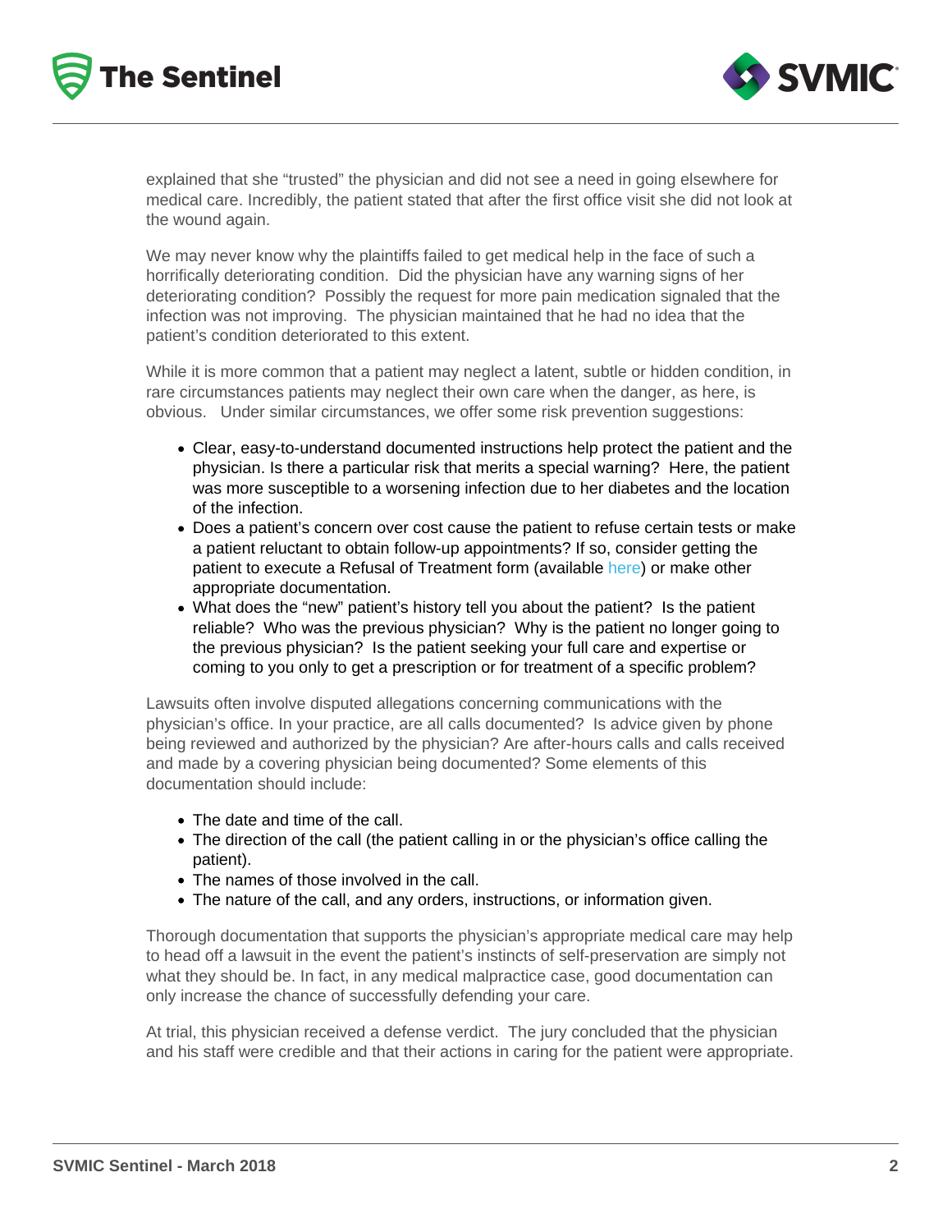explained that she "trusted" the physician and did not see a need in going elsewhere for medical care. Incredibly, the patient stated that after the first office visit she did not look at the wound again.

We may never know why the plaintiffs failed to get medical help in the face of such a horrifically deteriorating condition. Did the physician have any warning signs of her deteriorating condition? Possibly the request for more pain medication signaled that the infection was not improving. The physician maintained that he had no idea that the patient's condition deteriorated to this extent.

While it is more common that a patient may neglect a latent, subtle or hidden condition, in rare circumstances patients may neglect their own care when the danger, as here, is obvious. Under similar circumstances, we offer some risk prevention suggestions:

- Clear, easy-to-understand documented instructions help protect the patient and the physician. Is there a particular risk that merits a special warning? Here, the patient was more susceptible to a worsening infection due to her diabetes and the location of the infection.
- Does a patient's concern over cost cause the patient to refuse certain tests or make a patient reluctant to obtain follow-up appointments? If so, consider getting the patient to execute a Refusal of Treatment form (available here) or make other appropriate documentation.
- What does the "new" patient's history tell you about the patient? Is the patient reliable? Who was the previous physician? Why is the patient no longer going to the previous physician? Is the patient seeking your full care and expertise or coming to you only to get a prescription or for treatment of a specific problem?

Lawsuits often involve disputed allegations concerning communications with the physician's office. In your practice, are all calls documented? Is advice given by phone being reviewed and authorized by the physician? Are after-hours calls and calls received and made by a covering physician being documented? Some elements of this documentation should include:

- The date and time of the call.
- The direction of the call (the patient calling in or the physician's office calling the patient).
- The names of those involved in the call.
- The nature of the call, and any orders, instructions, or information given.

Thorough documentation that supports the physician's appropriate medical care may help to head off a lawsuit in the event the patient's instincts of self-preservation are simply not what they should be. In fact, in any medical malpractice case, good documentation can only increase the chance of successfully defending your care.

At trial, this physician received a defense verdict. The jury concluded that the physician and his staff were credible and that their actions in caring for the patient were appropriate.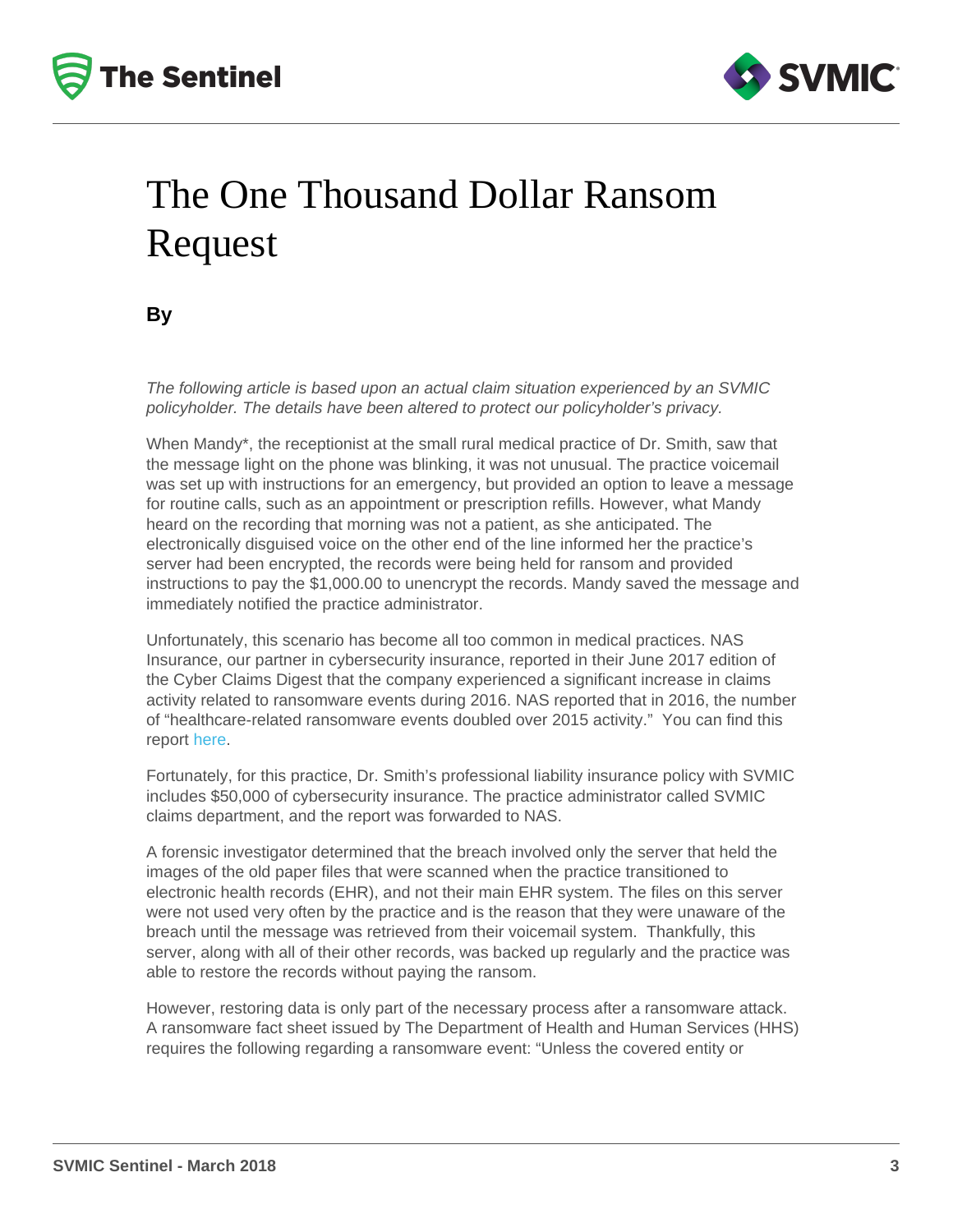# The One Thousand Dollar Ransom Request

**By**

*The following article is based upon an actual claim situation experienced by an SVMIC policyholder. The details have been altered to protect our policyholder's privacy.*

When Mandy*, the receptionist at the small rural medical practice of Dr. Smith, saw that the message light on the phone was blinking, it was not unusual. The practice voicemail was set up with instructions for an emergency, but provided an option to leave a message for routine calls, such as an appointment or prescription refills. However, what Mandy heard on the recording that morning was not a patient, as she anticipated. The electronically disguised voice on the other end of the line informed her the practice's server had been encrypted, the records were being held for ransom and provided instructions to pay the $1,000.00 to unencrypt the records. Mandy saved the message and immediately notified the practice administrator.

Unfortunately, this scenario has become all too common in medical practices. NAS Insurance, our partner in cybersecurity insurance, reported in their June 2017 edition of the Cyber Claims Digest that the company experienced a significant increase in claims activity related to ransomware events during 2016. NAS reported that in 2016, the number of "healthcare-related ransomware events doubled over 2015 activity." You can find this report here.

Fortunately, for this practice, Dr. Smith's professional liability insurance policy with SVMIC includes $50,000 of cybersecurity insurance. The practice administrator called SVMIC claims department, and the report was forwarded to NAS.

A forensic investigator determined that the breach involved only the server that held the images of the old paper files that were scanned when the practice transitioned to electronic health records (EHR), and not their main EHR system. The files on this server were not used very often by the practice and is the reason that they were unaware of the breach until the message was retrieved from their voicemail system. Thankfully, this server, along with all of their other records, was backed up regularly and the practice was able to restore the records without paying the ransom.

However, restoring data is only part of the necessary process after a ransomware attack. A ransomware fact sheet issued by The Department of Health and Human Services (HHS) requires the following regarding a ransomware event: "Unless the covered entity or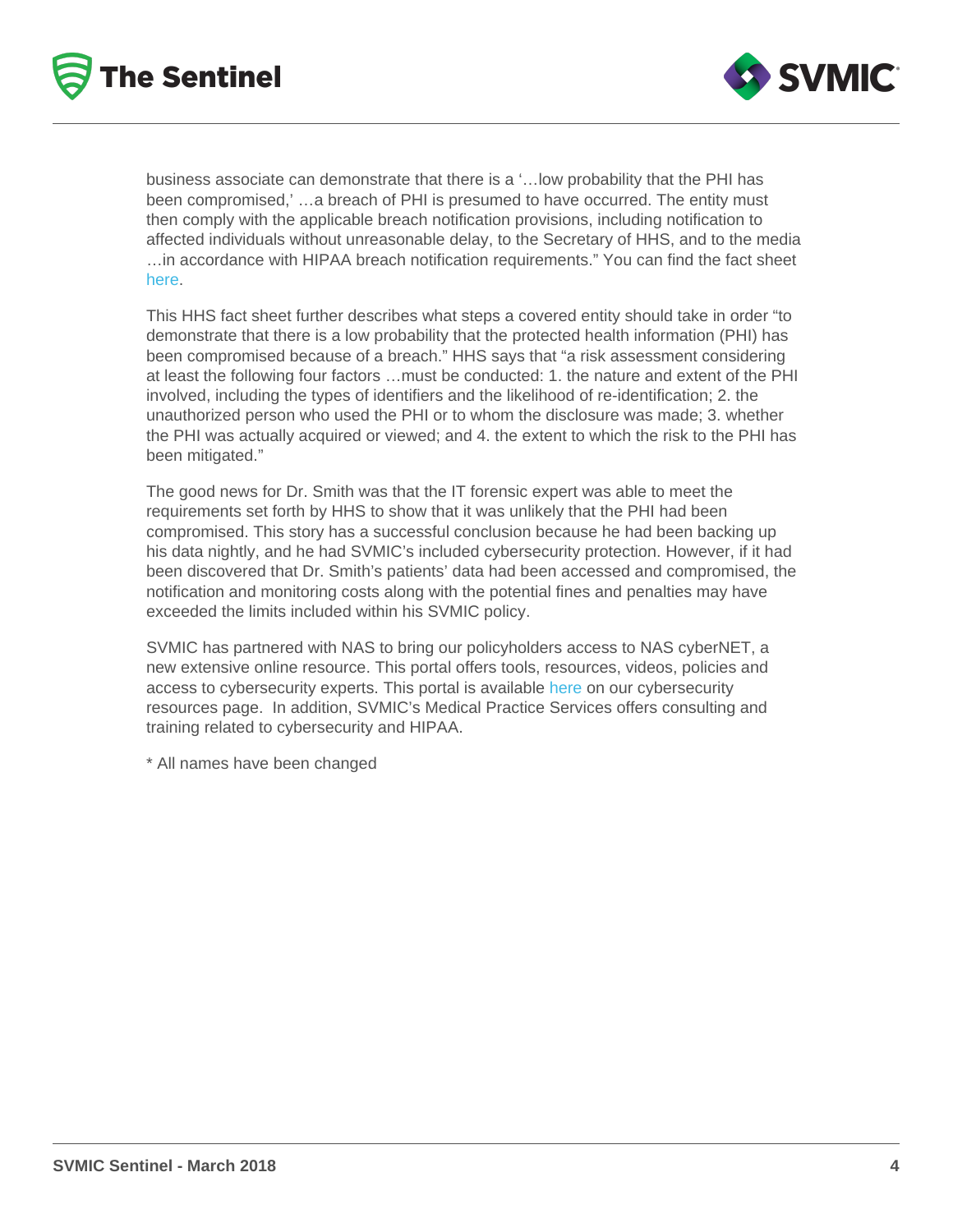business associate can demonstrate that there is a '…low probability that the PHI has been compromised,' …a breach of PHI is presumed to have occurred. The entity must then comply with the applicable breach notification provisions, including notification to affected individuals without unreasonable delay, to the Secretary of HHS, and to the media …in accordance with HIPAA breach notification requirements." You can find the fact sheet here.

This HHS fact sheet further describes what steps a covered entity should take in order "to demonstrate that there is a low probability that the protected health information (PHI) has been compromised because of a breach." HHS says that "a risk assessment considering at least the following four factors …must be conducted: 1. the nature and extent of the PHI involved, including the types of identifiers and the likelihood of re-identification; 2. the unauthorized person who used the PHI or to whom the disclosure was made; 3. whether the PHI was actually acquired or viewed; and 4. the extent to which the risk to the PHI has been mitigated."

The good news for Dr. Smith was that the IT forensic expert was able to meet the requirements set forth by HHS to show that it was unlikely that the PHI had been compromised. This story has a successful conclusion because he had been backing up his data nightly, and he had SVMIC's included cybersecurity protection. However, if it had been discovered that Dr. Smith's patients' data had been accessed and compromised, the notification and monitoring costs along with the potential fines and penalties may have exceeded the limits included within his SVMIC policy.

SVMIC has partnered with NAS to bring our policyholders access to NAS cyberNET, a new extensive online resource. This portal offers tools, resources, videos, policies and access to cybersecurity experts. This portal is available here on our cybersecurity resources page. In addition, SVMIC's Medical Practice Services offers consulting and training related to cybersecurity and HIPAA.

* All names have been changed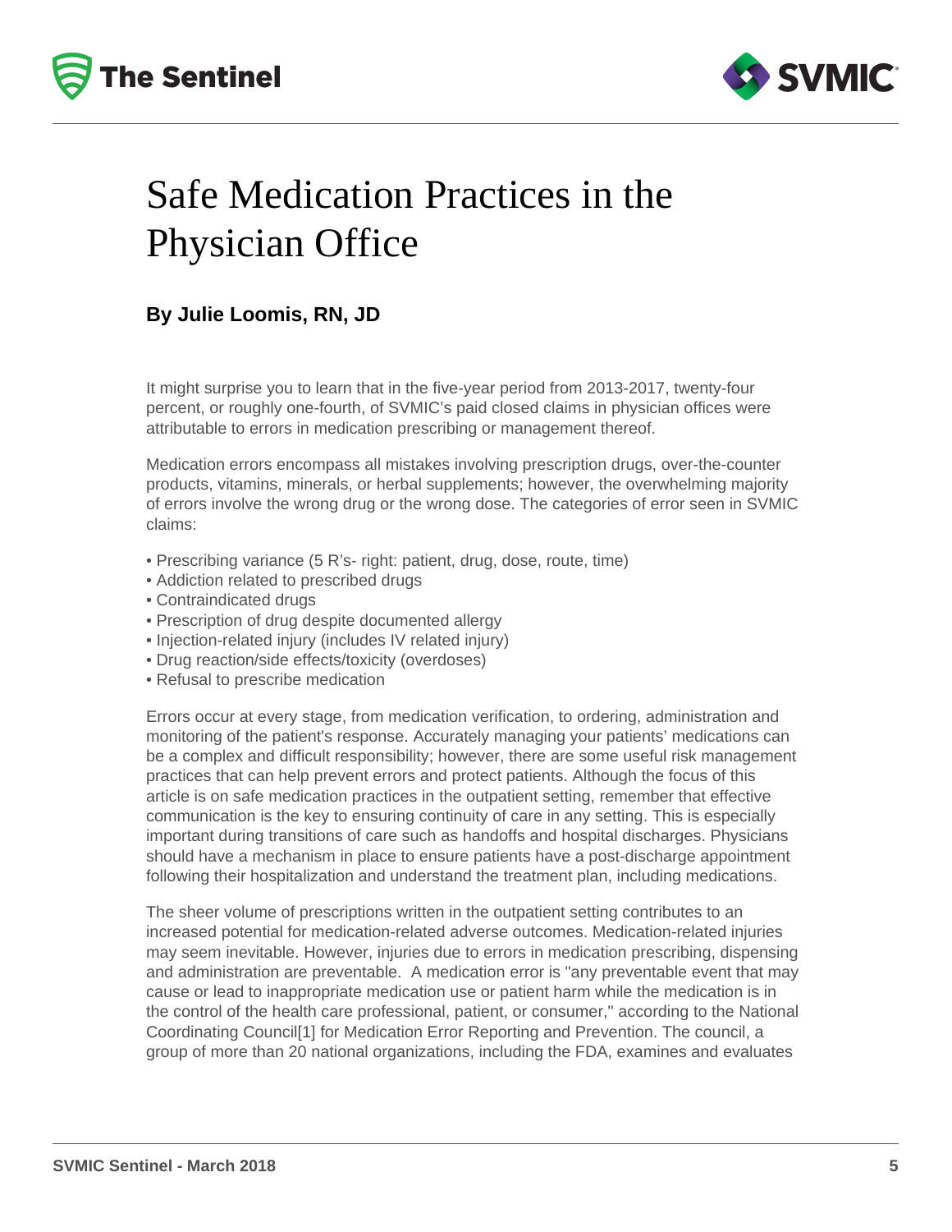# Safe Medication Practices in the Physician Office

**By Julie Loomis, RN, JD**

It might surprise you to learn that in the five-year period from 2013-2017, twenty-four percent, or roughly one-fourth, of SVMIC's paid closed claims in physician offices were attributable to errors in medication prescribing or management thereof.

Medication errors encompass all mistakes involving prescription drugs, over-the-counter products, vitamins, minerals, or herbal supplements; however, the overwhelming majority of errors involve the wrong drug or the wrong dose. The categories of error seen in SVMIC claims:

- Prescribing variance (5 R's- right: patient, drug, dose, route, time)
- Addiction related to prescribed drugs
- Contraindicated drugs
- Prescription of drug despite documented allergy
- Injection-related injury (includes IV related injury)
- Drug reaction/side effects/toxicity (overdoses)
- Refusal to prescribe medication

Errors occur at every stage, from medication verification, to ordering, administration and monitoring of the patient's response. Accurately managing your patients' medications can be a complex and difficult responsibility; however, there are some useful risk management practices that can help prevent errors and protect patients. Although the focus of this article is on safe medication practices in the outpatient setting, remember that effective communication is the key to ensuring continuity of care in any setting. This is especially important during transitions of care such as handoffs and hospital discharges. Physicians should have a mechanism in place to ensure patients have a post-discharge appointment following their hospitalization and understand the treatment plan, including medications.

The sheer volume of prescriptions written in the outpatient setting contributes to an increased potential for medication-related adverse outcomes. Medication-related injuries may seem inevitable. However, injuries due to errors in medication prescribing, dispensing and administration are preventable. A medication error is "any preventable event that may cause or lead to inappropriate medication use or patient harm while the medication is in the control of the health care professional, patient, or consumer," according to the National Coordinating Council[1] for Medication Error Reporting and Prevention. The council, a group of more than 20 national organizations, including the FDA, examines and evaluates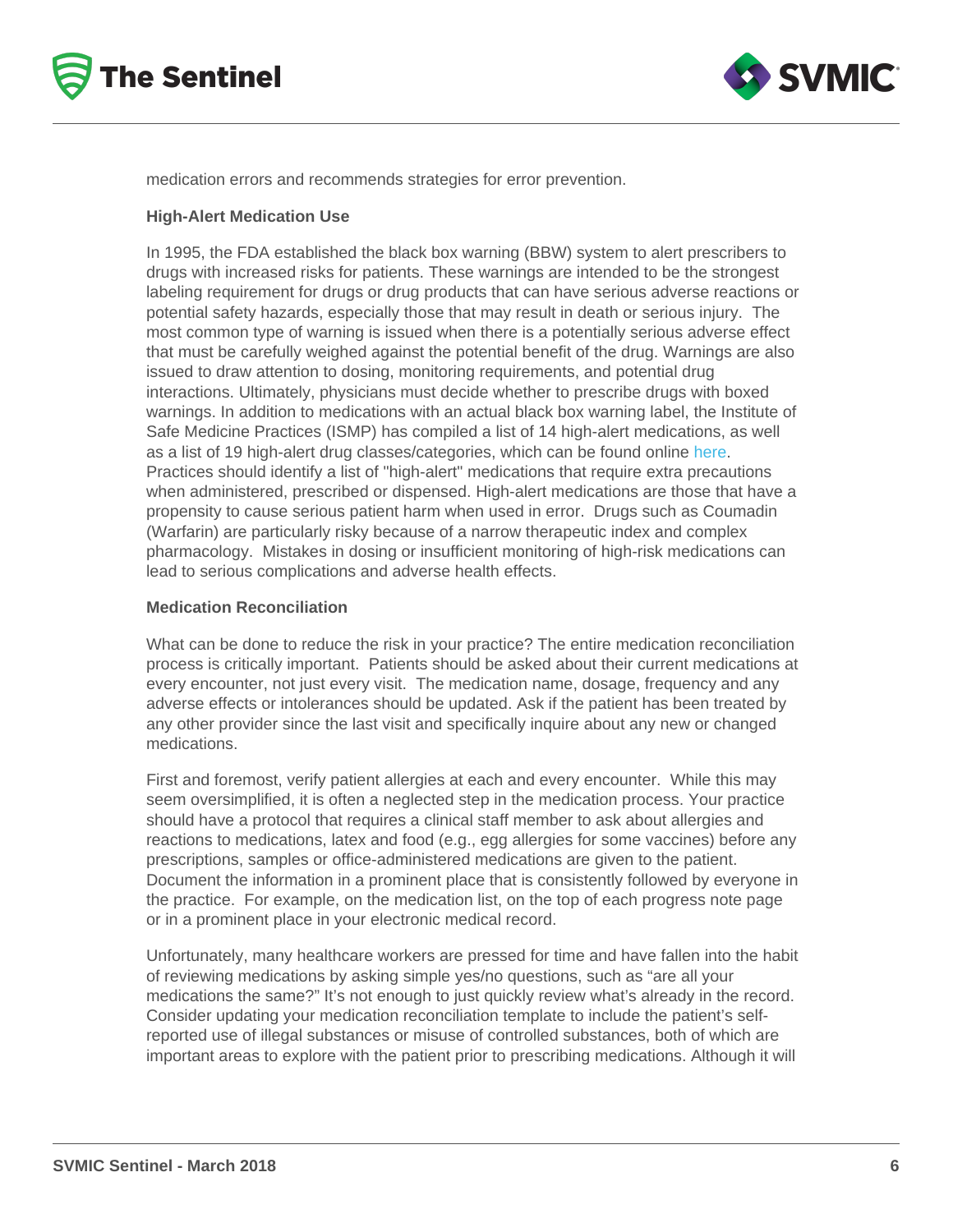medication errors and recommends strategies for error prevention.

**High-Alert Medication Use**

In 1995, the FDA established the black box warning (BBW) system to alert prescribers to drugs with increased risks for patients. These warnings are intended to be the strongest labeling requirement for drugs or drug products that can have serious adverse reactions or potential safety hazards, especially those that may result in death or serious injury. The most common type of warning is issued when there is a potentially serious adverse effect that must be carefully weighed against the potential benefit of the drug. Warnings are also issued to draw attention to dosing, monitoring requirements, and potential drug interactions. Ultimately, physicians must decide whether to prescribe drugs with boxed warnings. In addition to medications with an actual black box warning label, the Institute of Safe Medicine Practices (ISMP) has compiled a list of 14 high-alert medications, as well as a list of 19 high-alert drug classes/categories, which can be found online here. Practices should identify a list of "high-alert" medications that require extra precautions when administered, prescribed or dispensed. High-alert medications are those that have a propensity to cause serious patient harm when used in error. Drugs such as Coumadin (Warfarin) are particularly risky because of a narrow therapeutic index and complex pharmacology. Mistakes in dosing or insufficient monitoring of high-risk medications can lead to serious complications and adverse health effects.

**Medication Reconciliation**

What can be done to reduce the risk in your practice? The entire medication reconciliation process is critically important. Patients should be asked about their current medications at every encounter, not just every visit. The medication name, dosage, frequency and any adverse effects or intolerances should be updated. Ask if the patient has been treated by any other provider since the last visit and specifically inquire about any new or changed medications.

First and foremost, verify patient allergies at each and every encounter. While this may seem oversimplified, it is often a neglected step in the medication process. Your practice should have a protocol that requires a clinical staff member to ask about allergies and reactions to medications, latex and food (e.g., egg allergies for some vaccines) before any prescriptions, samples or office-administered medications are given to the patient. Document the information in a prominent place that is consistently followed by everyone in the practice. For example, on the medication list, on the top of each progress note page or in a prominent place in your electronic medical record.

Unfortunately, many healthcare workers are pressed for time and have fallen into the habit of reviewing medications by asking simple yes/no questions, such as "are all your medications the same?" It's not enough to just quickly review what's already in the record. Consider updating your medication reconciliation template to include the patient's self-reported use of illegal substances or misuse of controlled substances, both of which are important areas to explore with the patient prior to prescribing medications. Although it will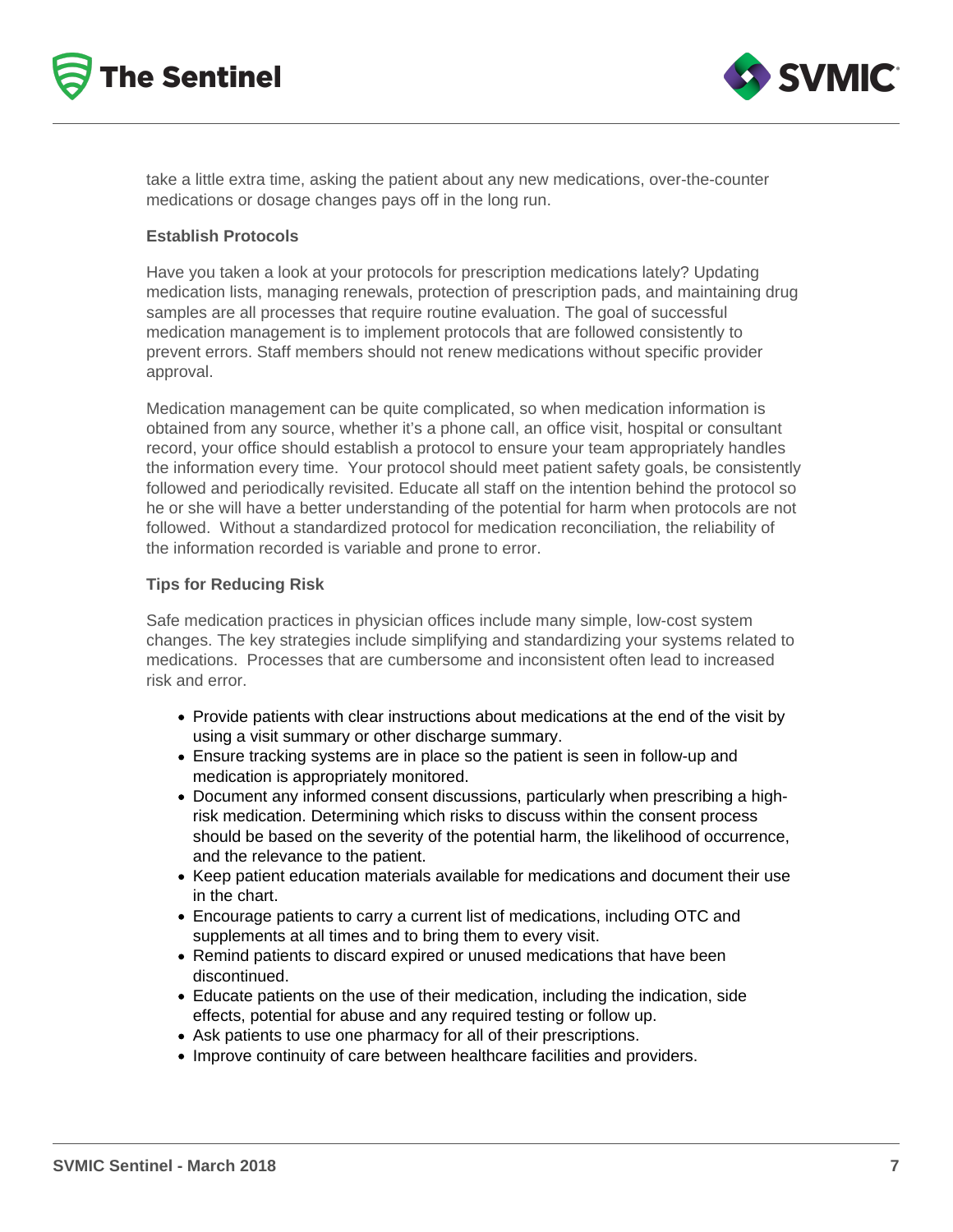take a little extra time, asking the patient about any new medications, over-the-counter medications or dosage changes pays off in the long run.

### Establish Protocols

Have you taken a look at your protocols for prescription medications lately? Updating medication lists, managing renewals, protection of prescription pads, and maintaining drug samples are all processes that require routine evaluation. The goal of successful medication management is to implement protocols that are followed consistently to prevent errors. Staff members should not renew medications without specific provider approval.

Medication management can be quite complicated, so when medication information is obtained from any source, whether it's a phone call, an office visit, hospital or consultant record, your office should establish a protocol to ensure your team appropriately handles the information every time. Your protocol should meet patient safety goals, be consistently followed and periodically revisited. Educate all staff on the intention behind the protocol so he or she will have a better understanding of the potential for harm when protocols are not followed. Without a standardized protocol for medication reconciliation, the reliability of the information recorded is variable and prone to error.

### Tips for Reducing Risk

Safe medication practices in physician offices include many simple, low-cost system changes. The key strategies include simplifying and standardizing your systems related to medications. Processes that are cumbersome and inconsistent often lead to increased risk and error.

- Provide patients with clear instructions about medications at the end of the visit by using a visit summary or other discharge summary.
- Ensure tracking systems are in place so the patient is seen in follow-up and medication is appropriately monitored.
- Document any informed consent discussions, particularly when prescribing a high-risk medication. Determining which risks to discuss within the consent process should be based on the severity of the potential harm, the likelihood of occurrence, and the relevance to the patient.
- Keep patient education materials available for medications and document their use in the chart.
- Encourage patients to carry a current list of medications, including OTC and supplements at all times and to bring them to every visit.
- Remind patients to discard expired or unused medications that have been discontinued.
- Educate patients on the use of their medication, including the indication, side effects, potential for abuse and any required testing or follow up.
- Ask patients to use one pharmacy for all of their prescriptions.
- Improve continuity of care between healthcare facilities and providers.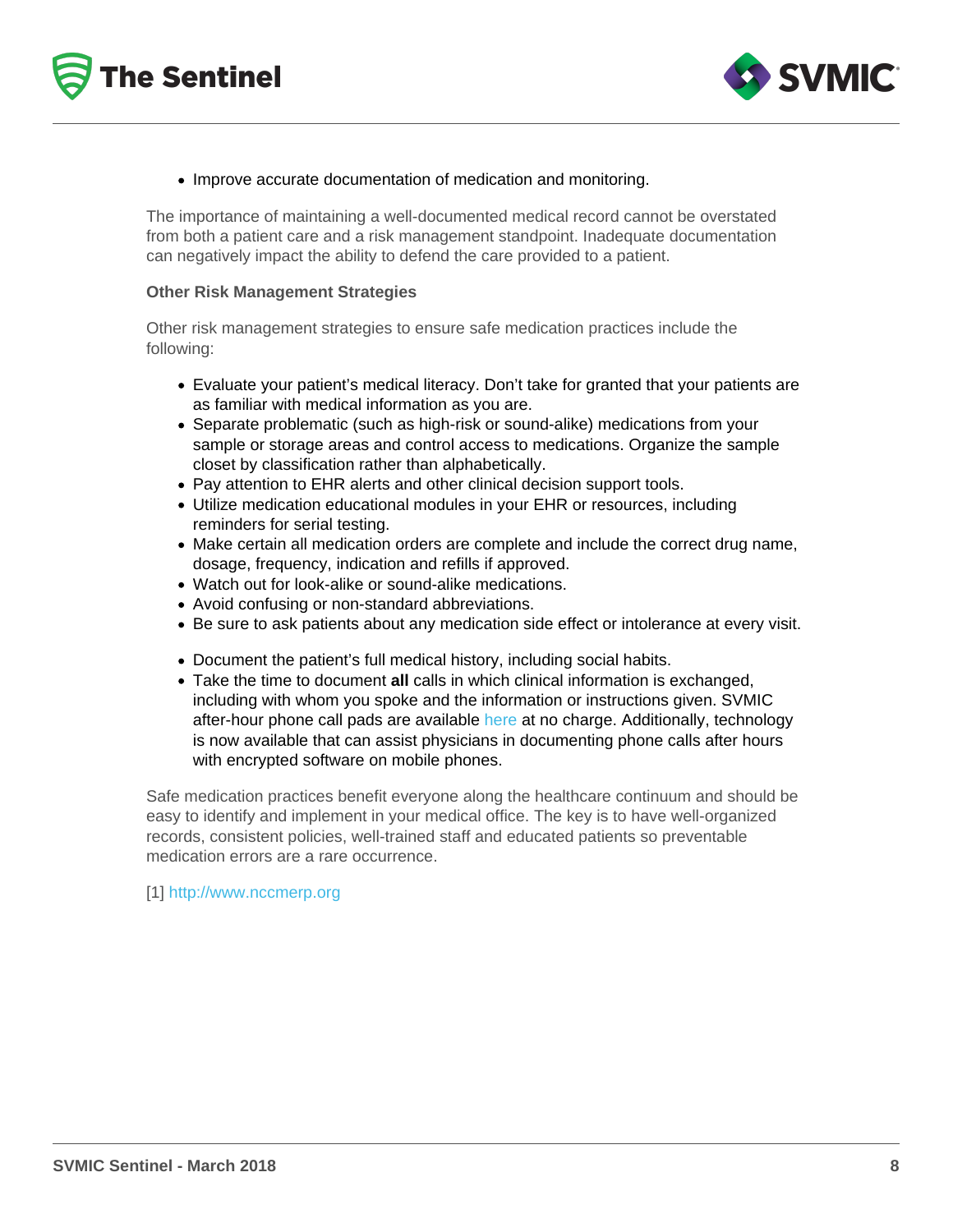- Improve accurate documentation of medication and monitoring.

The importance of maintaining a well-documented medical record cannot be overstated from both a patient care and a risk management standpoint. Inadequate documentation can negatively impact the ability to defend the care provided to a patient.

**Other Risk Management Strategies**

Other risk management strategies to ensure safe medication practices include the following:

- Evaluate your patient's medical literacy. Don't take for granted that your patients are as familiar with medical information as you are.
- Separate problematic (such as high-risk or sound-alike) medications from your sample or storage areas and control access to medications. Organize the sample closet by classification rather than alphabetically.
- Pay attention to EHR alerts and other clinical decision support tools.
- Utilize medication educational modules in your EHR or resources, including reminders for serial testing.
- Make certain all medication orders are complete and include the correct drug name, dosage, frequency, indication and refills if approved.
- Watch out for look-alike or sound-alike medications.
- Avoid confusing or non-standard abbreviations.
- Be sure to ask patients about any medication side effect or intolerance at every visit.

- Document the patient's full medical history, including social habits.
- Take the time to document **all** calls in which clinical information is exchanged, including with whom you spoke and the information or instructions given. SVMIC after-hour phone call pads are available here at no charge. Additionally, technology is now available that can assist physicians in documenting phone calls after hours with encrypted software on mobile phones.

Safe medication practices benefit everyone along the healthcare continuum and should be easy to identify and implement in your medical office. The key is to have well-organized records, consistent policies, well-trained staff and educated patients so preventable medication errors are a rare occurrence.

[1] http://www.nccmerp.org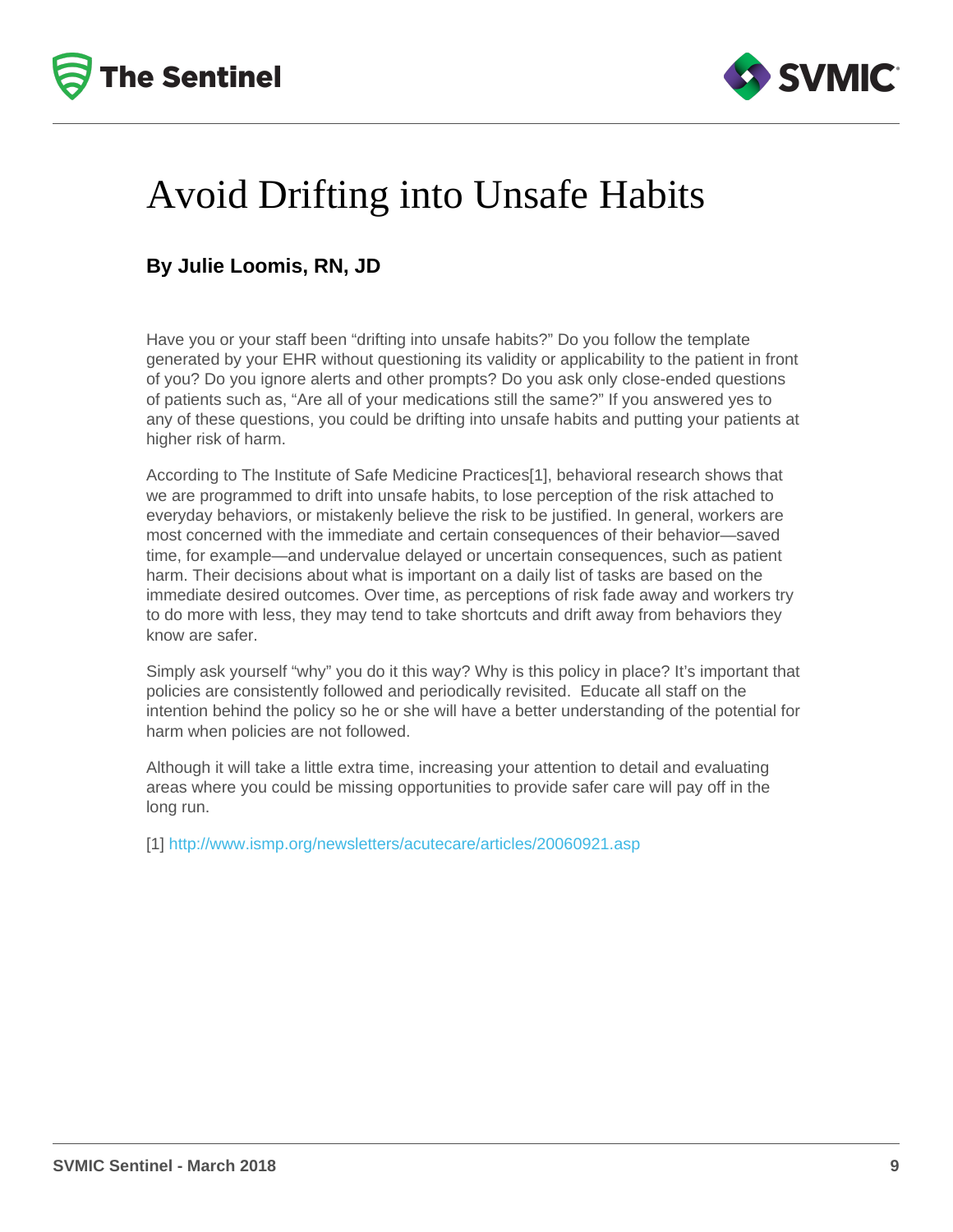# Avoid Drifting into Unsafe Habits

**By Julie Loomis, RN, JD**

Have you or your staff been "drifting into unsafe habits?" Do you follow the template generated by your EHR without questioning its validity or applicability to the patient in front of you? Do you ignore alerts and other prompts? Do you ask only close-ended questions of patients such as, "Are all of your medications still the same?" If you answered yes to any of these questions, you could be drifting into unsafe habits and putting your patients at higher risk of harm.

According to The Institute of Safe Medicine Practices[1], behavioral research shows that we are programmed to drift into unsafe habits, to lose perception of the risk attached to everyday behaviors, or mistakenly believe the risk to be justified. In general, workers are most concerned with the immediate and certain consequences of their behavior—saved time, for example—and undervalue delayed or uncertain consequences, such as patient harm. Their decisions about what is important on a daily list of tasks are based on the immediate desired outcomes. Over time, as perceptions of risk fade away and workers try to do more with less, they may tend to take shortcuts and drift away from behaviors they know are safer.

Simply ask yourself "why" you do it this way? Why is this policy in place? It's important that policies are consistently followed and periodically revisited. Educate all staff on the intention behind the policy so he or she will have a better understanding of the potential for harm when policies are not followed.

Although it will take a little extra time, increasing your attention to detail and evaluating areas where you could be missing opportunities to provide safer care will pay off in the long run.

[1] http://www.ismp.org/newsletters/acutecare/articles/20060921.asp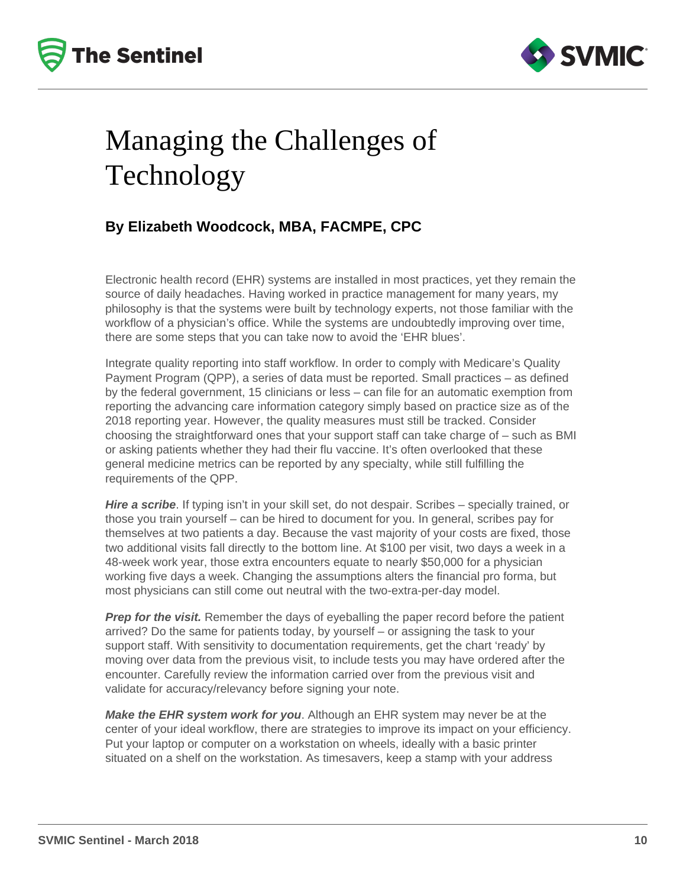# Managing the Challenges of Technology

**By Elizabeth Woodcock, MBA, FACMPE, CPC**

Electronic health record (EHR) systems are installed in most practices, yet they remain the source of daily headaches. Having worked in practice management for many years, my philosophy is that the systems were built by technology experts, not those familiar with the workflow of a physician's office. While the systems are undoubtedly improving over time, there are some steps that you can take now to avoid the 'EHR blues'.

Integrate quality reporting into staff workflow. In order to comply with Medicare's Quality Payment Program (QPP), a series of data must be reported. Small practices – as defined by the federal government, 15 clinicians or less – can file for an automatic exemption from reporting the advancing care information category simply based on practice size as of the 2018 reporting year. However, the quality measures must still be tracked. Consider choosing the straightforward ones that your support staff can take charge of – such as BMI or asking patients whether they had their flu vaccine. It's often overlooked that these general medicine metrics can be reported by any specialty, while still fulfilling the requirements of the QPP.

***Hire a scribe***. If typing isn't in your skill set, do not despair. Scribes – specially trained, or those you train yourself – can be hired to document for you. In general, scribes pay for themselves at two patients a day. Because the vast majority of your costs are fixed, those two additional visits fall directly to the bottom line. At $100 per visit, two days a week in a 48-week work year, those extra encounters equate to nearly $50,000 for a physician working five days a week. Changing the assumptions alters the financial pro forma, but most physicians can still come out neutral with the two-extra-per-day model.

***Prep for the visit.*** Remember the days of eyeballing the paper record before the patient arrived? Do the same for patients today, by yourself – or assigning the task to your support staff. With sensitivity to documentation requirements, get the chart 'ready' by moving over data from the previous visit, to include tests you may have ordered after the encounter. Carefully review the information carried over from the previous visit and validate for accuracy/relevancy before signing your note.

***Make the EHR system work for you***. Although an EHR system may never be at the center of your ideal workflow, there are strategies to improve its impact on your efficiency. Put your laptop or computer on a workstation on wheels, ideally with a basic printer situated on a shelf on the workstation. As timesavers, keep a stamp with your address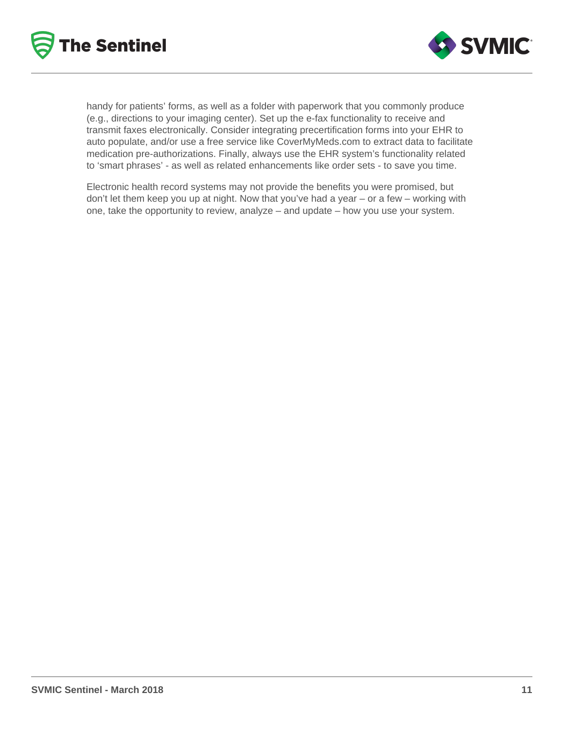handy for patients' forms, as well as a folder with paperwork that you commonly produce (e.g., directions to your imaging center). Set up the e-fax functionality to receive and transmit faxes electronically. Consider integrating precertification forms into your EHR to auto populate, and/or use a free service like CoverMyMeds.com to extract data to facilitate medication pre-authorizations. Finally, always use the EHR system's functionality related to 'smart phrases' - as well as related enhancements like order sets - to save you time.

Electronic health record systems may not provide the benefits you were promised, but don't let them keep you up at night. Now that you've had a year – or a few – working with one, take the opportunity to review, analyze – and update – how you use your system.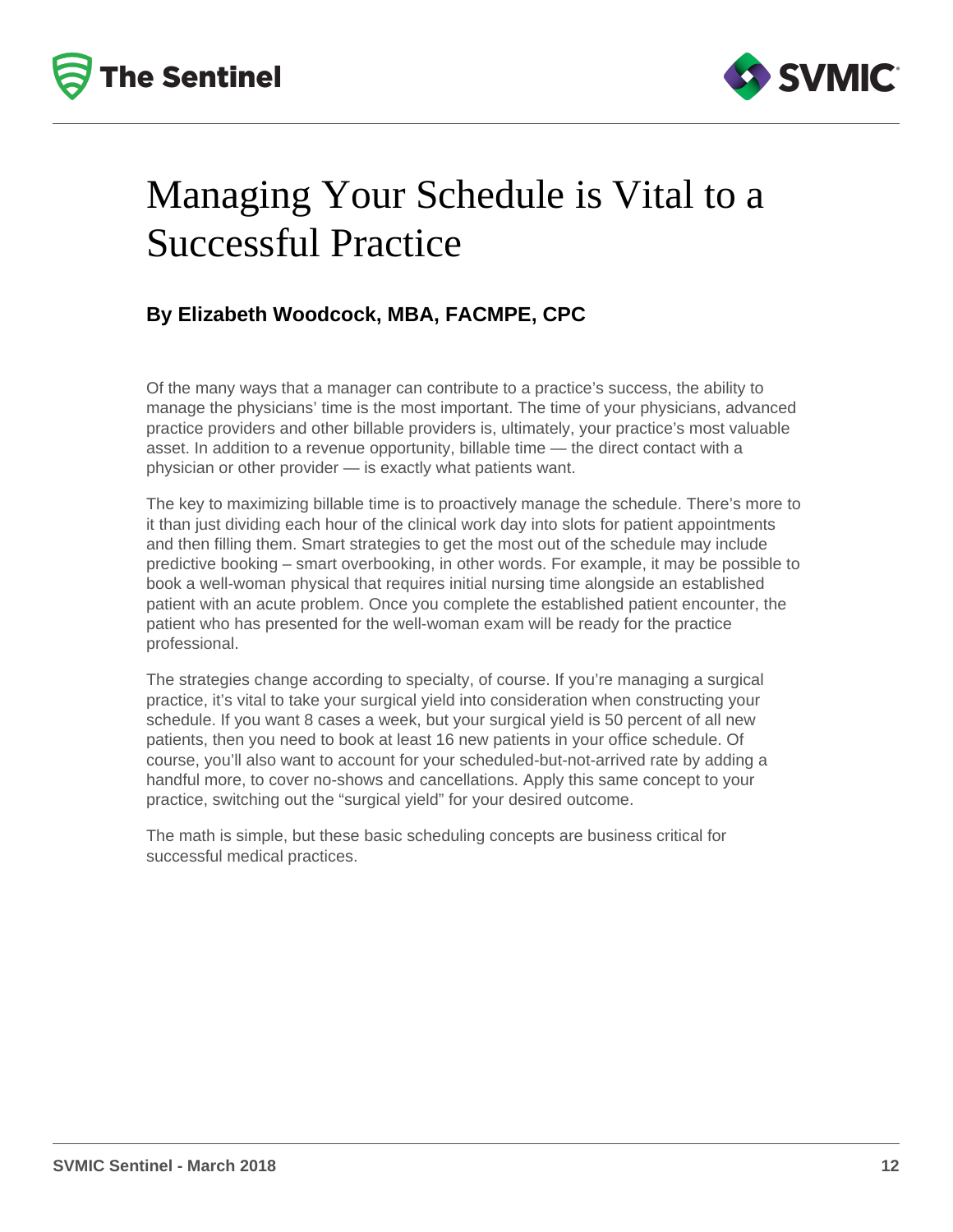# Managing Your Schedule is Vital to a Successful Practice

**By Elizabeth Woodcock, MBA, FACMPE, CPC**

Of the many ways that a manager can contribute to a practice's success, the ability to manage the physicians' time is the most important. The time of your physicians, advanced practice providers and other billable providers is, ultimately, your practice's most valuable asset. In addition to a revenue opportunity, billable time — the direct contact with a physician or other provider — is exactly what patients want.

The key to maximizing billable time is to proactively manage the schedule. There's more to it than just dividing each hour of the clinical work day into slots for patient appointments and then filling them. Smart strategies to get the most out of the schedule may include predictive booking – smart overbooking, in other words. For example, it may be possible to book a well-woman physical that requires initial nursing time alongside an established patient with an acute problem. Once you complete the established patient encounter, the patient who has presented for the well-woman exam will be ready for the practice professional.

The strategies change according to specialty, of course. If you're managing a surgical practice, it's vital to take your surgical yield into consideration when constructing your schedule. If you want 8 cases a week, but your surgical yield is 50 percent of all new patients, then you need to book at least 16 new patients in your office schedule. Of course, you'll also want to account for your scheduled-but-not-arrived rate by adding a handful more, to cover no-shows and cancellations. Apply this same concept to your practice, switching out the "surgical yield" for your desired outcome.

The math is simple, but these basic scheduling concepts are business critical for successful medical practices.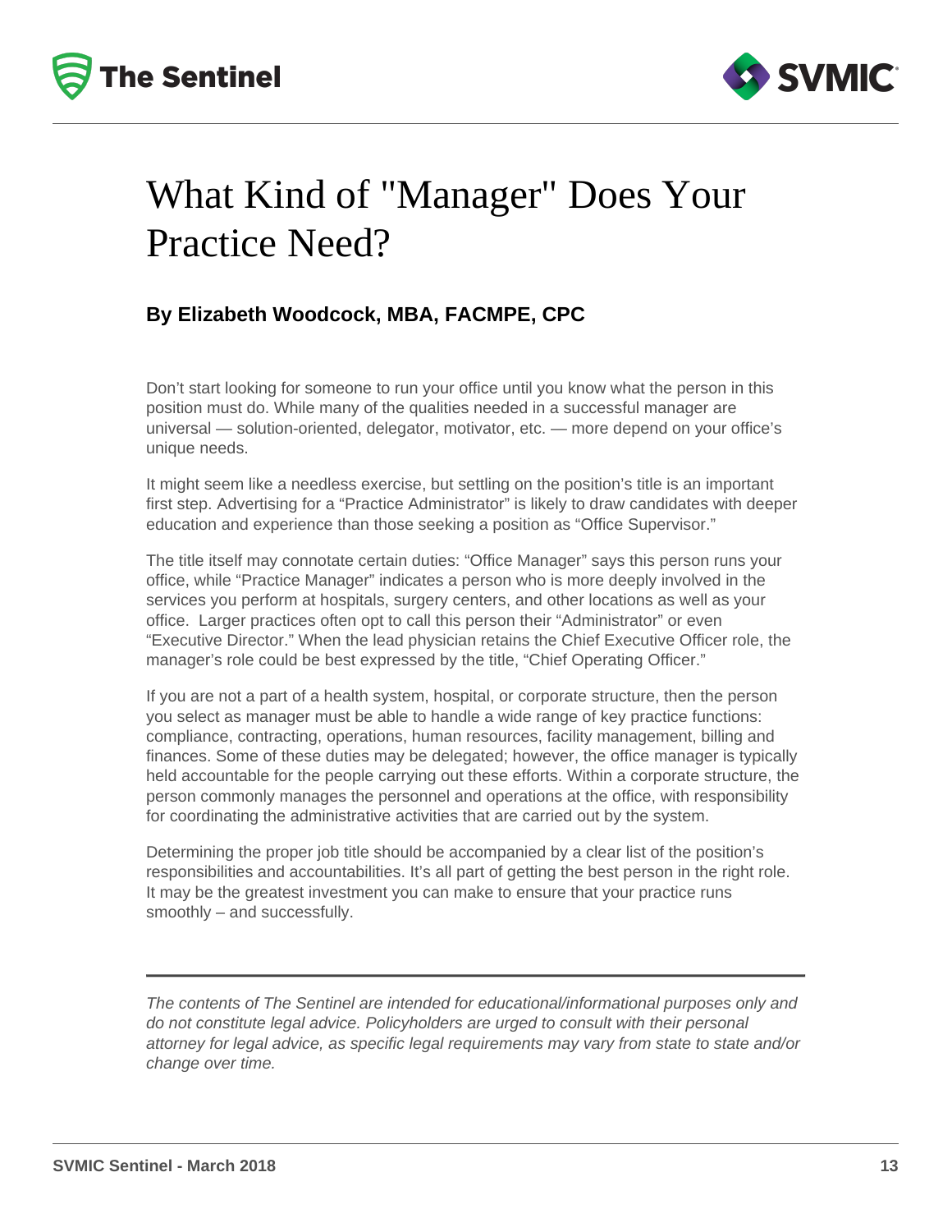# What Kind of "Manager" Does Your Practice Need?

### By Elizabeth Woodcock, MBA, FACMPE, CPC

Don't start looking for someone to run your office until you know what the person in this position must do. While many of the qualities needed in a successful manager are universal — solution-oriented, delegator, motivator, etc. — more depend on your office's unique needs.

It might seem like a needless exercise, but settling on the position's title is an important first step. Advertising for a "Practice Administrator" is likely to draw candidates with deeper education and experience than those seeking a position as "Office Supervisor."

The title itself may connotate certain duties: "Office Manager" says this person runs your office, while "Practice Manager" indicates a person who is more deeply involved in the services you perform at hospitals, surgery centers, and other locations as well as your office. Larger practices often opt to call this person their "Administrator" or even "Executive Director." When the lead physician retains the Chief Executive Officer role, the manager's role could be best expressed by the title, "Chief Operating Officer."

If you are not a part of a health system, hospital, or corporate structure, then the person you select as manager must be able to handle a wide range of key practice functions: compliance, contracting, operations, human resources, facility management, billing and finances. Some of these duties may be delegated; however, the office manager is typically held accountable for the people carrying out these efforts. Within a corporate structure, the person commonly manages the personnel and operations at the office, with responsibility for coordinating the administrative activities that are carried out by the system.

Determining the proper job title should be accompanied by a clear list of the position's responsibilities and accountabilities. It's all part of getting the best person in the right role. It may be the greatest investment you can make to ensure that your practice runs smoothly – and successfully.

---

*The contents of The Sentinel are intended for educational/informational purposes only and do not constitute legal advice. Policyholders are urged to consult with their personal attorney for legal advice, as specific legal requirements may vary from state to state and/or change over time.*